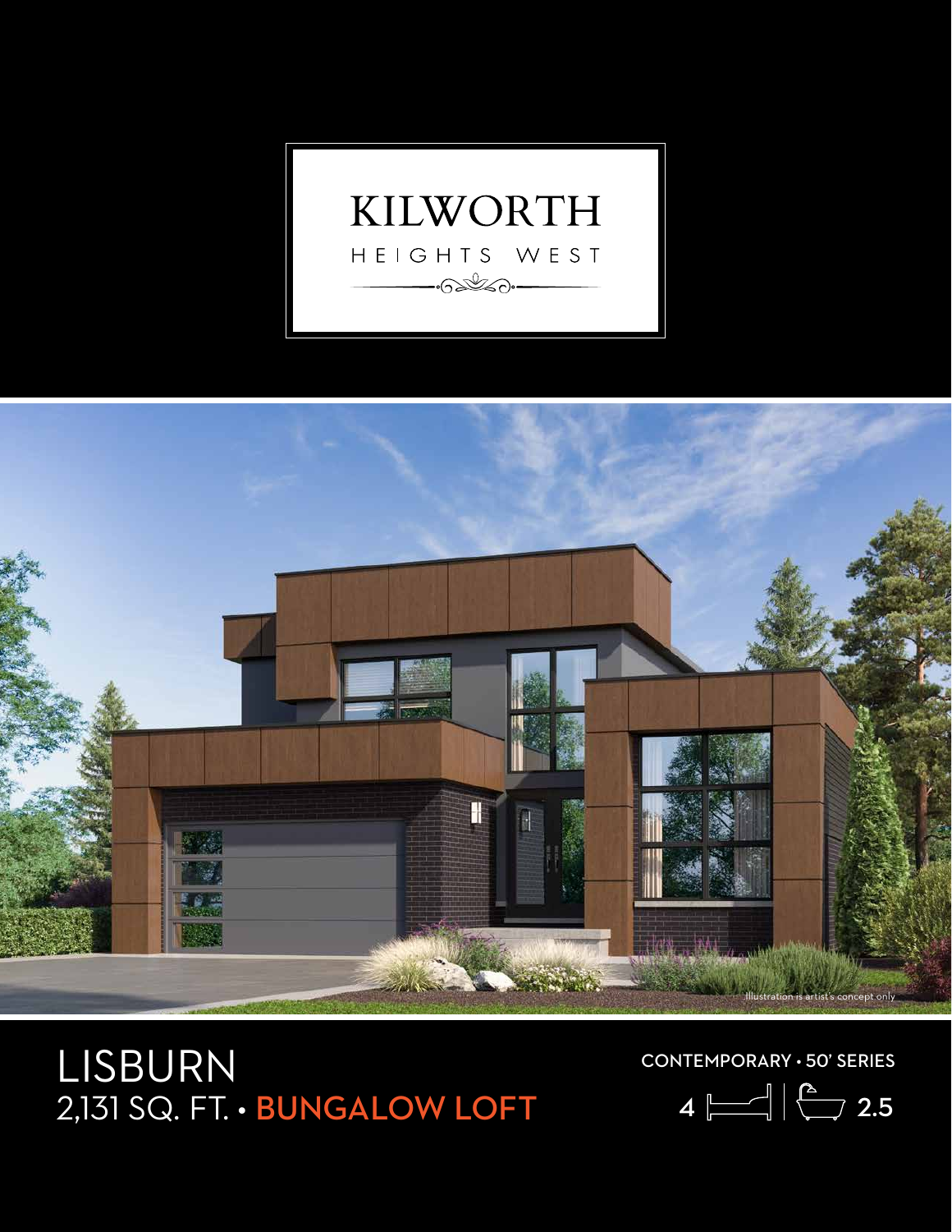# KILWORTH

HEIGHTS WEST

Illustration is artist's concept only

# LISBURN

2,131 SQ. FT. • **BUNGALOW LOFT**

CONTEMPORARY • 50' SERIES

4 | 2.5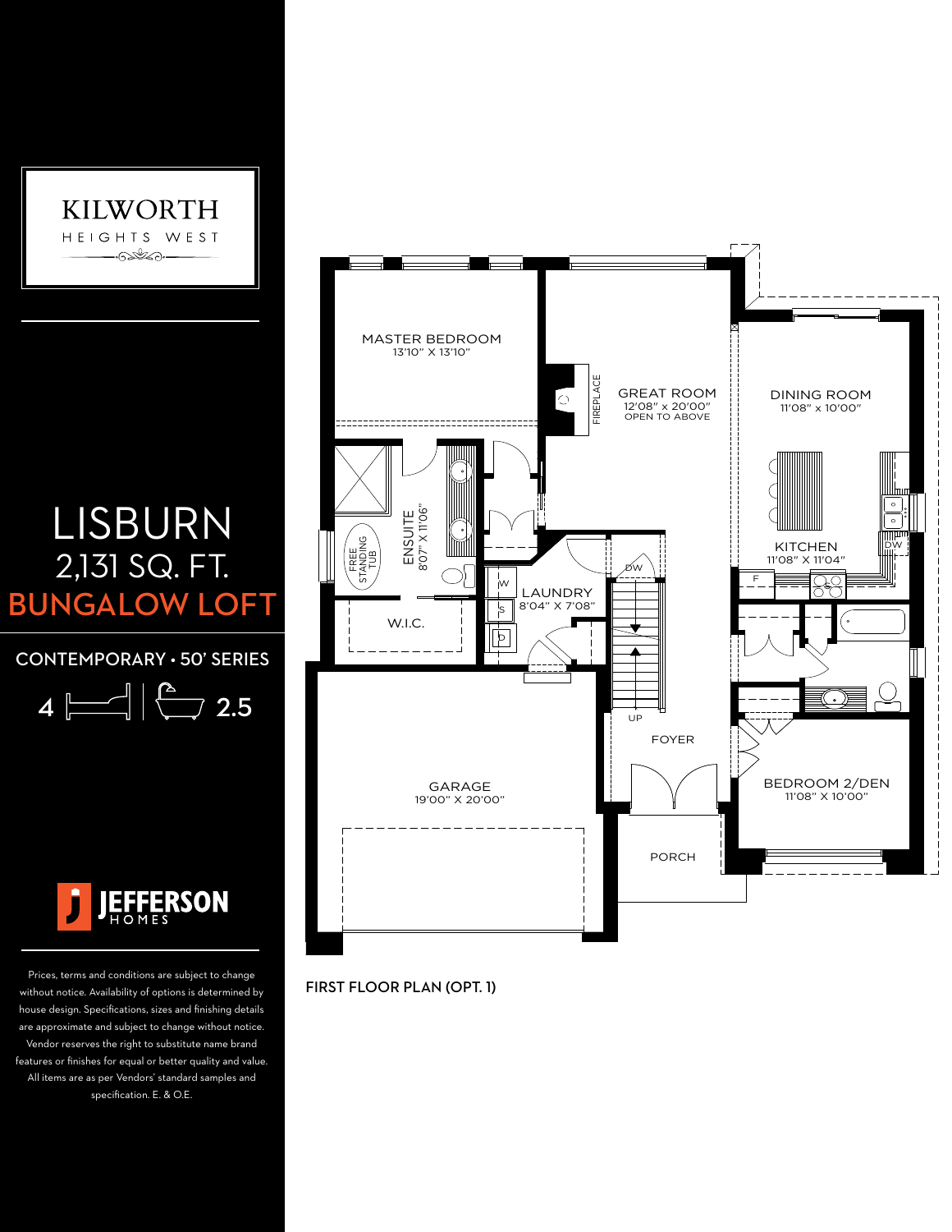# KILWORTH

HEIGHTS WEST

# LISBURN

## 2,131 SQ. FT.

## BUNGALOW LOFT

CONTEMPORARY • 50' SERIES

4 | 2.5

JEFFERSON HOMES

Prices, terms and conditions are subject to change without notice. Availability of options is determined by house design. Specifications, sizes and finishing details are approximate and subject to change without notice. Vendor reserves the right to substitute name brand features or finishes for equal or better quality and value. All items are as per Vendors' standard samples and specification. E. & O.E.

MASTER BEDROOM
13'10" X 13'10"

GREAT ROOM
12'08" x 20'00"
OPEN TO ABOVE

FIREPLACE

DINING ROOM
11'08" x 10'00"

ENSUITE
8'07" X 11'06"

FREE STANDING TUB

KITCHEN
11'08" X 11'04"

DW

F

LAUNDRY
8'04" X 7'08"

W

S

D

DW

W.I.C.

UP

FOYER

GARAGE
19'00" X 20'00"

BEDROOM 2/DEN
11'08" X 10'00"

PORCH

FIRST FLOOR PLAN (OPT. 1)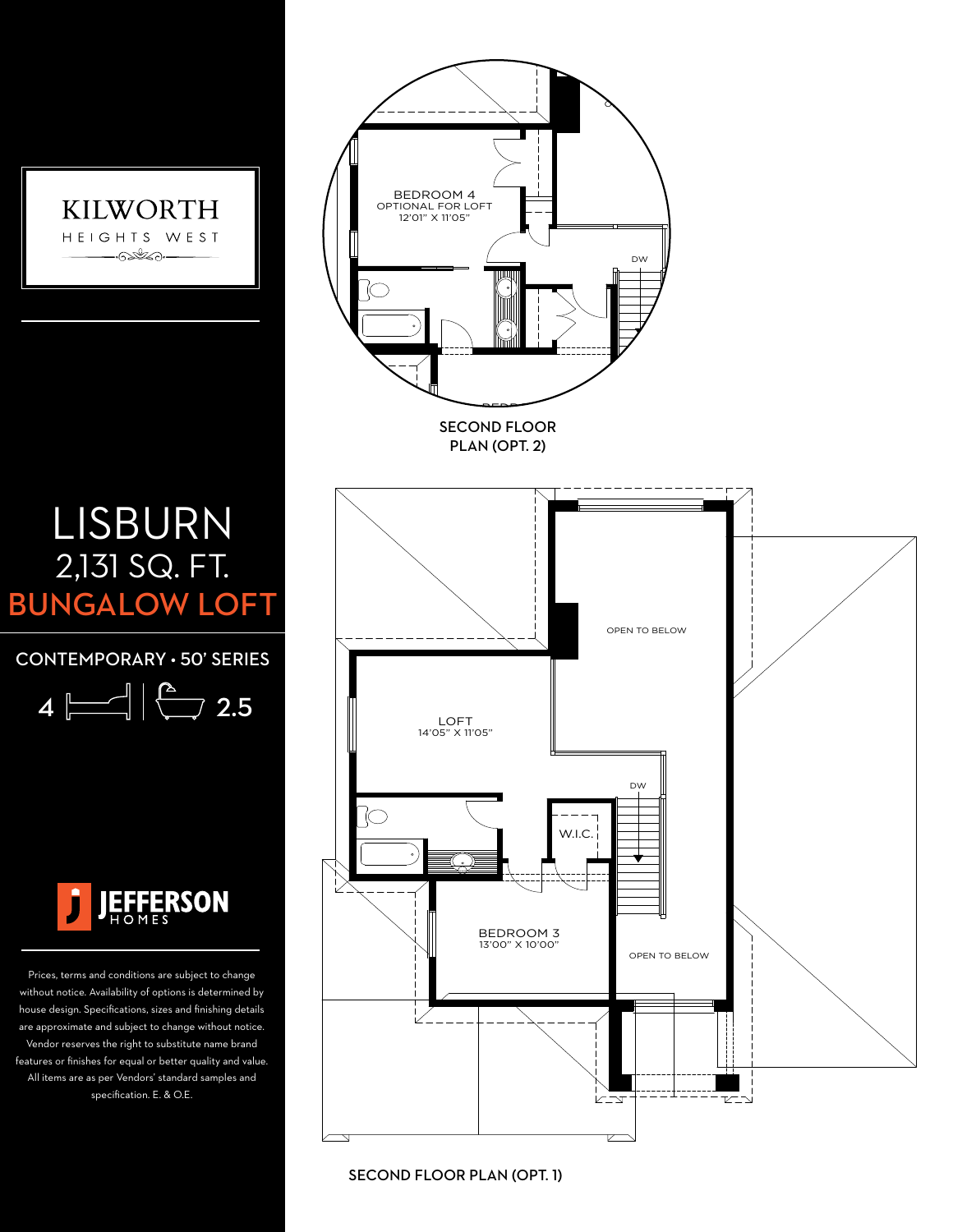KILWORTH

HEIGHTS WEST

# LISBURN

## 2,131 SQ. FT.

## BUNGALOW LOFT

CONTEMPORARY • 50' SERIES

4 | 2.5

JEFFERSON HOMES

Prices, terms and conditions are subject to change without notice. Availability of options is determined by house design. Specifications, sizes and finishing details are approximate and subject to change without notice. Vendor reserves the right to substitute name brand features or finishes for equal or better quality and value. All items are as per Vendors' standard samples and specification. E. & O.E.

BEDROOM 4
OPTIONAL FOR LOFT
12'01" X 11'05"

DW

SECOND FLOOR PLAN (OPT. 2)

OPEN TO BELOW

LOFT
14'05" X 11'05"

DW

W.I.C.

BEDROOM 3
13'00" X 10'00"

OPEN TO BELOW

SECOND FLOOR PLAN (OPT. 1)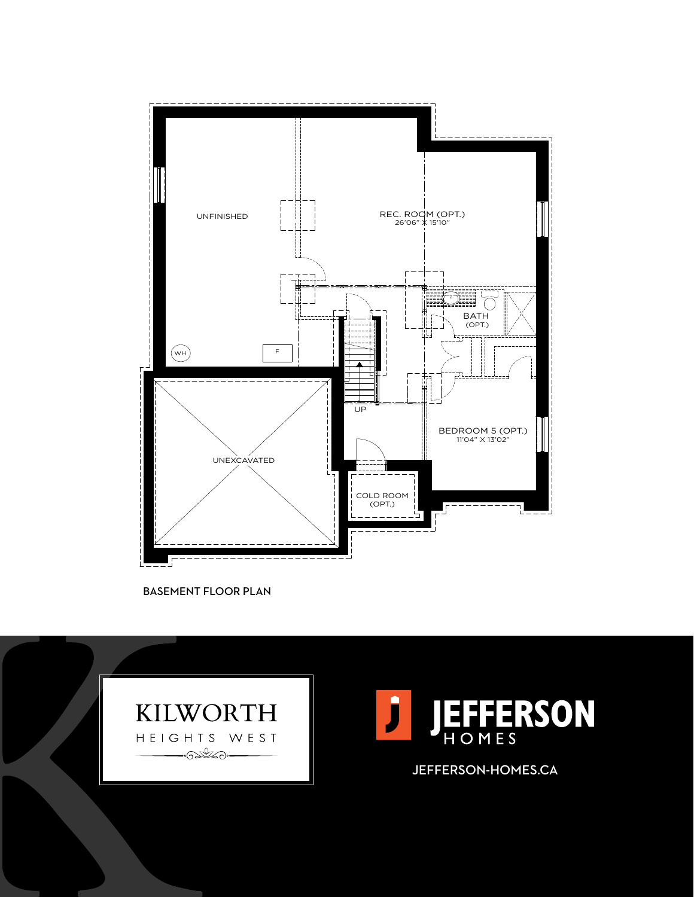UNFINISHED

REC. ROOM (OPT.)
26'06" X 15'10"

BATH
(OPT.)

WH

F

UP

BEDROOM 5 (OPT.)
11'04" X 13'02"

UNEXCAVATED

COLD ROOM
(OPT.)

BASEMENT FLOOR PLAN

KILWORTH
HEIGHTS WEST

JEFFERSON
HOMES

JEFFERSON-HOMES.CA